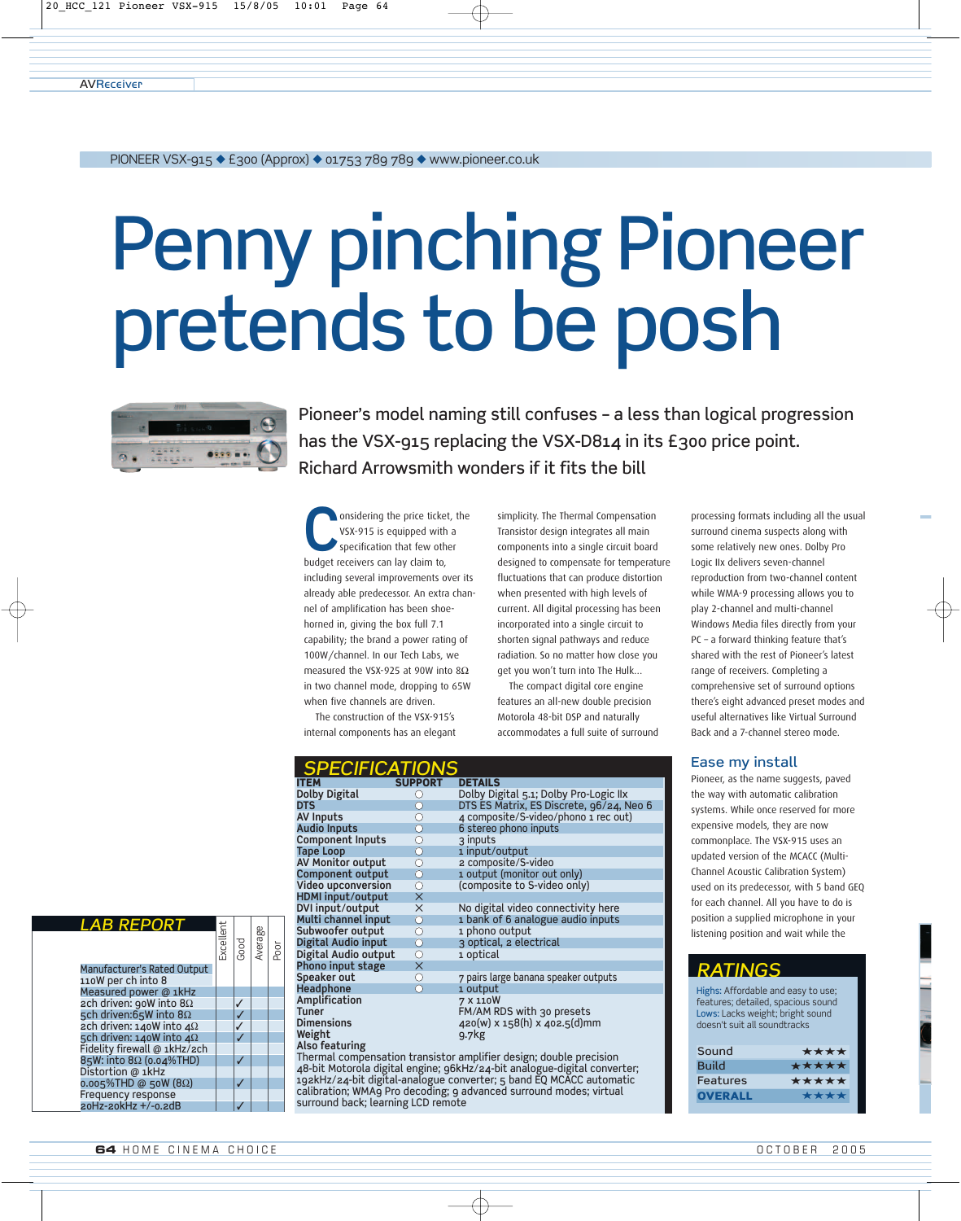PIONEER VSX-915 ◆ £300 (Approx) ◆ 01753 789 789 ◆ www.pioneer.co.uk

# Penny pinching Pioneer pretends to be posh

Pioneer's model naming still confuses – a less than logical progression has the VSX-915 replacing the VSX-D814 in its £300 price point. Richard Arrowsmith wonders if it fits the bill

Considering the price ticket, the VSX-915 is equipped with a specification that few other budget receivers can lay claim to, including several improvements over its already able predecessor. An extra channel of amplification has been shoehorned in, giving the box full 7.1 capability; the brand a power rating of 100W/channel. In our Tech Labs, we measured the VSX-925 at 90W into 8Ω in two channel mode, dropping to 65W when five channels are driven.

The construction of the VSX-915's internal components has an elegant simplicity. The Thermal Compensation Transistor design integrates all main components into a single circuit board designed to compensate for temperature fluctuations that can produce distortion when presented with high levels of current. All digital processing has been incorporated into a single circuit to shorten signal pathways and reduce radiation. So no matter how close you get you won't turn into The Hulk...

The compact digital core engine features an all-new double precision Motorola 48-bit DSP and naturally accommodates a full suite of surround processing formats including all the usual surround cinema suspects along with some relatively new ones. Dolby Pro Logic IIx delivers seven-channel reproduction from two-channel content while WMA-9 processing allows you to play 2-channel and multi-channel Windows Media files directly from your PC – a forward thinking feature that's shared with the rest of Pioneer's latest range of receivers. Completing a comprehensive set of surround options there's eight advanced preset modes and useful alternatives like Virtual Surround Back and a 7-channel stereo mode.

## Ease my install

Pioneer, as the name suggests, paved the way with automatic calibration systems. While once reserved for more expensive models, they are now commonplace. The VSX-915 uses an updated version of the MCACC (Multi-Channel Acoustic Calibration System) used on its predecessor, with 5 band GEQ for each channel. All you have to do is position a supplied microphone in your listening position and wait while the

## SPECIFICATIONS

| ITEM | SUPPORT | DETAILS |
|---|---|---|
| Dolby Digital | ○ | Dolby Digital 5.1; Dolby Pro-Logic IIx |
| DTS | ○ | DTS ES Matrix, ES Discrete, 96/24, Neo 6 |
| AV Inputs | ○ | 4 composite/S-video/phono 1 rec out) |
| Audio Inputs | ○ | 6 stereo phono inputs |
| Component Inputs | ○ | 3 inputs |
| Tape Loop | ○ | 1 input/output |
| AV Monitor output | ○ | 2 composite/S-video |
| Component output | ○ | 1 output (monitor out only) |
| Video upconversion | ○ | (composite to S-video only) |
| HDMI input/output | × | |
| DVI input/output | × | No digital video connectivity here |
| Multi channel input | ○ | 1 bank of 6 analogue audio inputs |
| Subwoofer output | ○ | 1 phono output |
| Digital Audio input | ○ | 3 optical, 2 electrical |
| Digital Audio output | ○ | 1 optical |
| Phono input stage | × | |
| Speaker out | ○ | 7 pairs large banana speaker outputs |
| Headphone | ○ | 1 output |
| Amplification | | 7 x 110W |
| Tuner | | FM/AM RDS with 30 presets |
| Dimensions | | 420(w) x 158(h) x 402.5(d)mm |
| Weight | | 9.7kg |

**Also featuring**
Thermal compensation transistor amplifier design; double precision 48-bit Motorola digital engine; 96kHz/24-bit analogue-digital converter; 192kHz/24-bit digital-analogue converter; 5 band EQ MCACC automatic calibration; WMA9 Pro decoding; 9 advanced surround modes; virtual surround back; learning LCD remote

## LAB REPORT

| | Excellent | Good | Average | Poor |
|---|---|---|---|---|
| Manufacturer's Rated Output | | | | |
| 110W per ch into 8 | | | | |
| Measured power @ 1kHz | | | | |
| 2ch driven: 90W into 8Ω | | ✓ | | |
| 5ch driven:65W into 8Ω | | ✓ | | |
| 2ch driven: 140W into 4Ω | | ✓ | | |
| 5ch driven: 140W into 4Ω | | ✓ | | |
| Fidelity firewall @ 1kHz/2ch | | | | |
| 85W: into 8Ω (0.04%THD) | | ✓ | | |
| Distortion @ 1kHz | | | | |
| 0.005%THD @ 50W (8Ω) | | ✓ | | |
| Frequency response | | | | |
| 20Hz-20kHz +/-0.2dB | | ✓ | | |

## RATINGS

Highs: Affordable and easy to use; features; detailed, spacious sound
Lows: Lacks weight; bright sound doesn't suit all soundtracks

| | |
|---|---|
| Sound | ★★★★ |
| Build | ★★★★★ |
| Features | ★★★★★ |
| **OVERALL** | ★★★★ |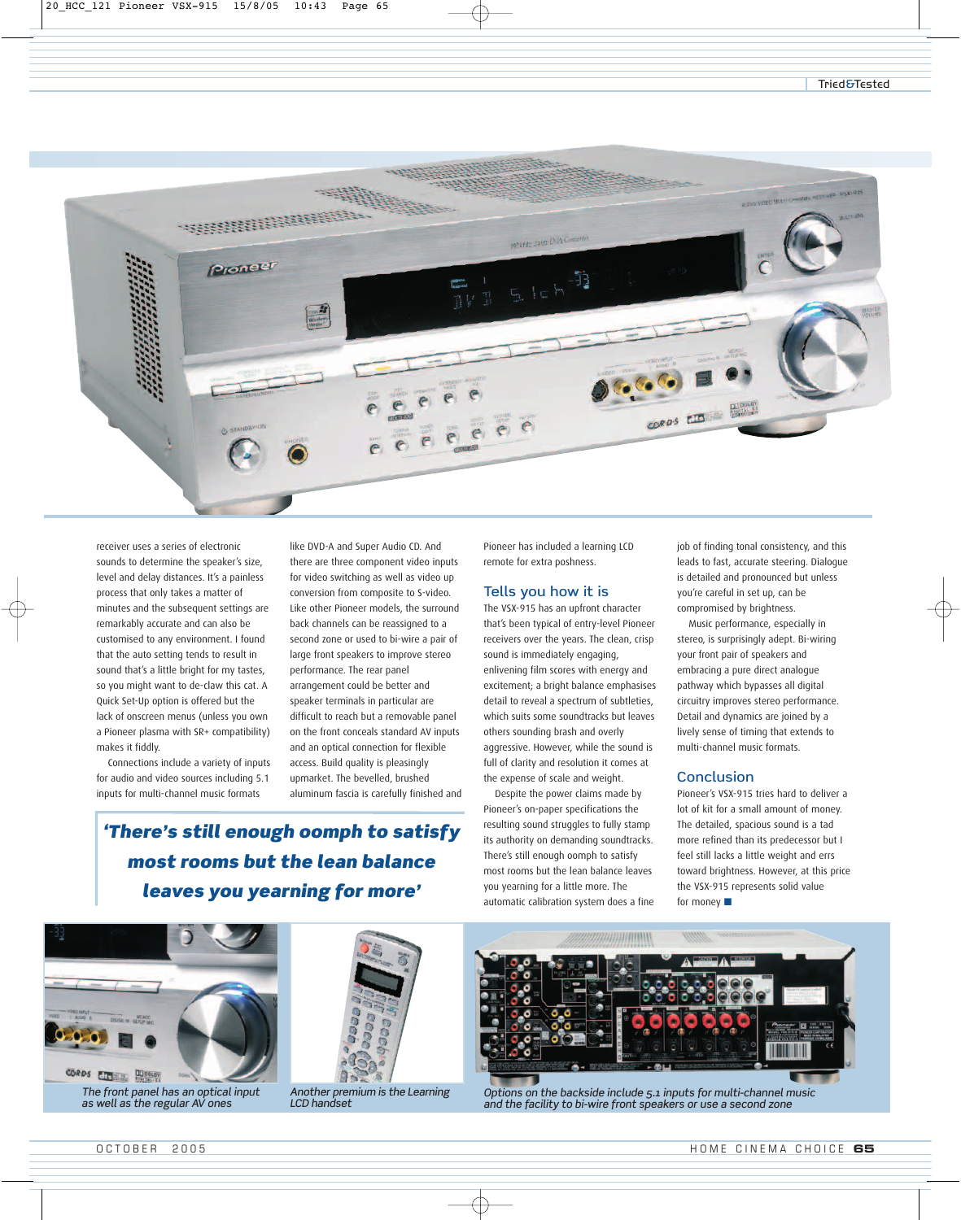receiver uses a series of electronic sounds to determine the speaker's size, level and delay distances. It's a painless process that only takes a matter of minutes and the subsequent settings are remarkably accurate and can also be customised to any environment. I found that the auto setting tends to result in sound that's a little bright for my tastes, so you might want to de-claw this cat. A Quick Set-Up option is offered but the lack of onscreen menus (unless you own a Pioneer plasma with SR+ compatibility) makes it fiddly.

Connections include a variety of inputs for audio and video sources including 5.1 inputs for multi-channel music formats like DVD-A and Super Audio CD. And there are three component video inputs for video switching as well as video up conversion from composite to S-video. Like other Pioneer models, the surround back channels can be reassigned to a second zone or used to bi-wire a pair of large front speakers to improve stereo performance. The rear panel arrangement could be better and speaker terminals in particular are difficult to reach but a removable panel on the front conceals standard AV inputs and an optical connection for flexible access. Build quality is pleasingly upmarket. The bevelled, brushed aluminum fascia is carefully finished and Pioneer has included a learning LCD remote for extra poshness.

> *'There's still enough oomph to satisfy most rooms but the lean balance leaves you yearning for more'*

## Tells you how it is

The VSX-915 has an upfront character that's been typical of entry-level Pioneer receivers over the years. The clean, crisp sound is immediately engaging, enlivening film scores with energy and excitement; a bright balance emphasises detail to reveal a spectrum of subtleties, which suits some soundtracks but leaves others sounding brash and overly aggressive. However, while the sound is full of clarity and resolution it comes at the expense of scale and weight.

Despite the power claims made by Pioneer's on-paper specifications the resulting sound struggles to fully stamp its authority on demanding soundtracks. There's still enough oomph to satisfy most rooms but the lean balance leaves you yearning for a little more. The automatic calibration system does a fine job of finding tonal consistency, and this leads to fast, accurate steering. Dialogue is detailed and pronounced but unless you're careful in set up, can be compromised by brightness.

Music performance, especially in stereo, is surprisingly adept. Bi-wiring your front pair of speakers and embracing a pure direct analogue pathway which bypasses all digital circuitry improves stereo performance. Detail and dynamics are joined by a lively sense of timing that extends to multi-channel music formats.

## Conclusion

Pioneer's VSX-915 tries hard to deliver a lot of kit for a small amount of money. The detailed, spacious sound is a tad more refined than its predecessor but I feel still lacks a little weight and errs toward brightness. However, at this price the VSX-915 represents solid value for money ■

*The front panel has an optical input as well as the regular AV ones*

*Another premium is the Learning LCD handset*

*Options on the backside include 5.1 inputs for multi-channel music and the facility to bi-wire front speakers or use a second zone*